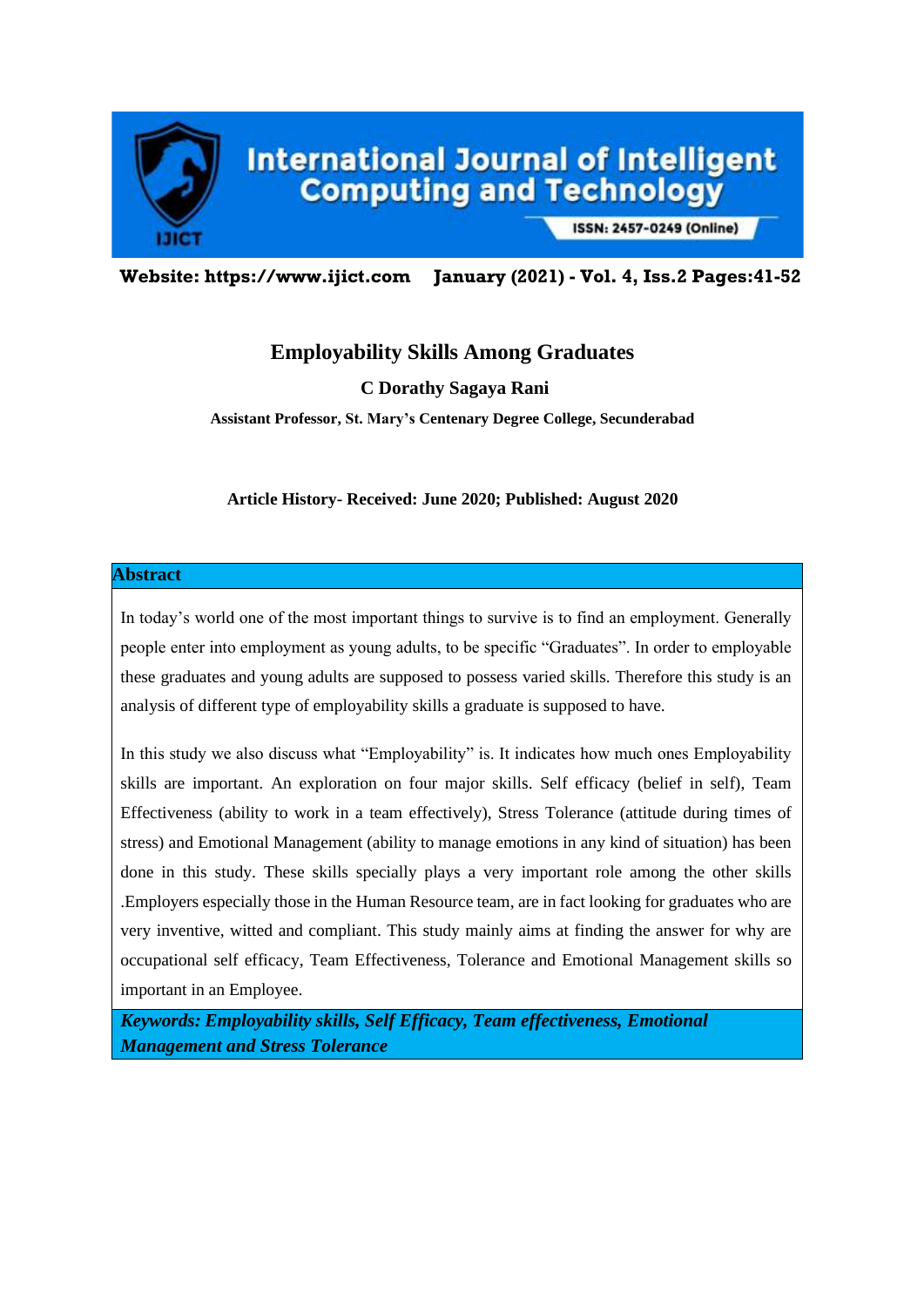# Employability Skills Among Graduates

**C Dorathy Sagaya Rani**

**Assistant Professor, St. Mary's Centenary Degree College, Secunderabad**

**Article History- Received: June 2020; Published: August 2020**

## Abstract

In today's world one of the most important things to survive is to find an employment. Generally people enter into employment as young adults, to be specific "Graduates". In order to employable these graduates and young adults are supposed to possess varied skills. Therefore this study is an analysis of different type of employability skills a graduate is supposed to have.

In this study we also discuss what "Employability" is. It indicates how much ones Employability skills are important. An exploration on four major skills. Self efficacy (belief in self), Team Effectiveness (ability to work in a team effectively), Stress Tolerance (attitude during times of stress) and Emotional Management (ability to manage emotions in any kind of situation) has been done in this study. These skills specially plays a very important role among the other skills .Employers especially those in the Human Resource team, are in fact looking for graduates who are very inventive, witted and compliant. This study mainly aims at finding the answer for why are occupational self efficacy, Team Effectiveness, Tolerance and Emotional Management skills so important in an Employee.

***Keywords: Employability skills, Self Efficacy, Team effectiveness, Emotional Management and Stress Tolerance***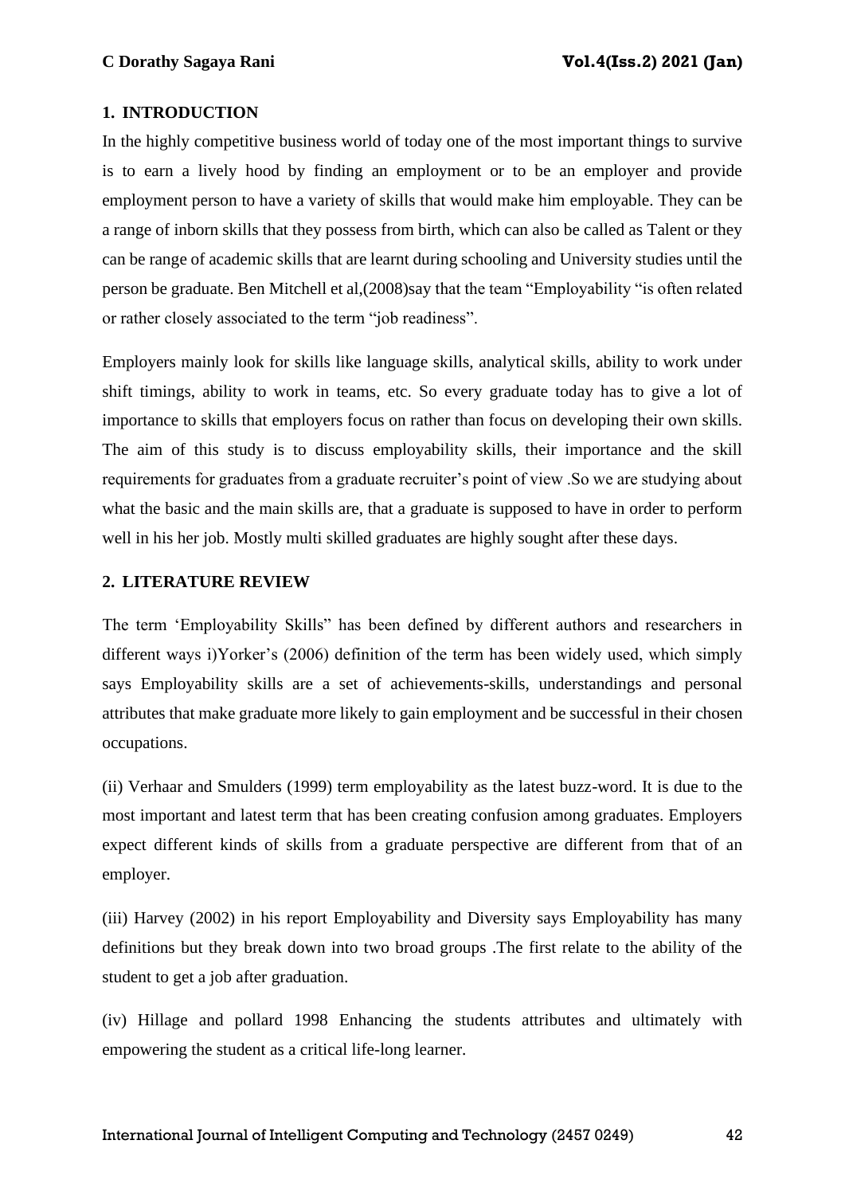## 1. INTRODUCTION

In the highly competitive business world of today one of the most important things to survive is to earn a lively hood by finding an employment or to be an employer and provide employment person to have a variety of skills that would make him employable. They can be a range of inborn skills that they possess from birth, which can also be called as Talent or they can be range of academic skills that are learnt during schooling and University studies until the person be graduate. Ben Mitchell et al,(2008)say that the team "Employability "is often related or rather closely associated to the term "job readiness".

Employers mainly look for skills like language skills, analytical skills, ability to work under shift timings, ability to work in teams, etc. So every graduate today has to give a lot of importance to skills that employers focus on rather than focus on developing their own skills. The aim of this study is to discuss employability skills, their importance and the skill requirements for graduates from a graduate recruiter's point of view .So we are studying about what the basic and the main skills are, that a graduate is supposed to have in order to perform well in his her job. Mostly multi skilled graduates are highly sought after these days.

## 2. LITERATURE REVIEW

The term 'Employability Skills" has been defined by different authors and researchers in different ways i)Yorker's (2006) definition of the term has been widely used, which simply says Employability skills are a set of achievements-skills, understandings and personal attributes that make graduate more likely to gain employment and be successful in their chosen occupations.

(ii) Verhaar and Smulders (1999) term employability as the latest buzz-word. It is due to the most important and latest term that has been creating confusion among graduates. Employers expect different kinds of skills from a graduate perspective are different from that of an employer.

(iii) Harvey (2002) in his report Employability and Diversity says Employability has many definitions but they break down into two broad groups .The first relate to the ability of the student to get a job after graduation.

(iv) Hillage and pollard 1998 Enhancing the students attributes and ultimately with empowering the student as a critical life-long learner.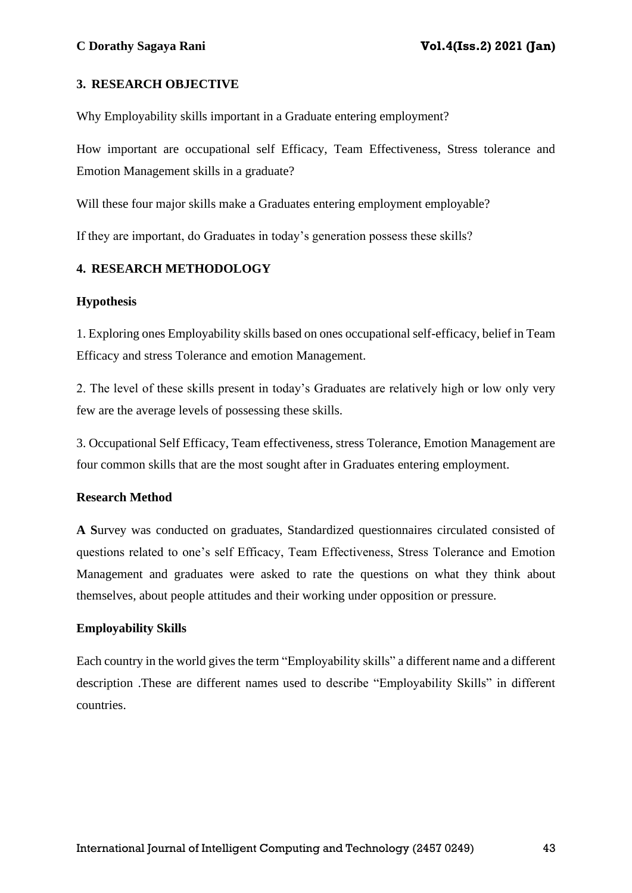## 3. RESEARCH OBJECTIVE

Why Employability skills important in a Graduate entering employment?

How important are occupational self Efficacy, Team Effectiveness, Stress tolerance and Emotion Management skills in a graduate?

Will these four major skills make a Graduates entering employment employable?

If they are important, do Graduates in today's generation possess these skills?

## 4. RESEARCH METHODOLOGY

### Hypothesis

1. Exploring ones Employability skills based on ones occupational self-efficacy, belief in Team Efficacy and stress Tolerance and emotion Management.

2. The level of these skills present in today's Graduates are relatively high or low only very few are the average levels of possessing these skills.

3. Occupational Self Efficacy, Team effectiveness, stress Tolerance, Emotion Management are four common skills that are the most sought after in Graduates entering employment.

### Research Method

**A S**urvey was conducted on graduates, Standardized questionnaires circulated consisted of questions related to one's self Efficacy, Team Effectiveness, Stress Tolerance and Emotion Management and graduates were asked to rate the questions on what they think about themselves, about people attitudes and their working under opposition or pressure.

### Employability Skills

Each country in the world gives the term "Employability skills" a different name and a different description .These are different names used to describe "Employability Skills" in different countries.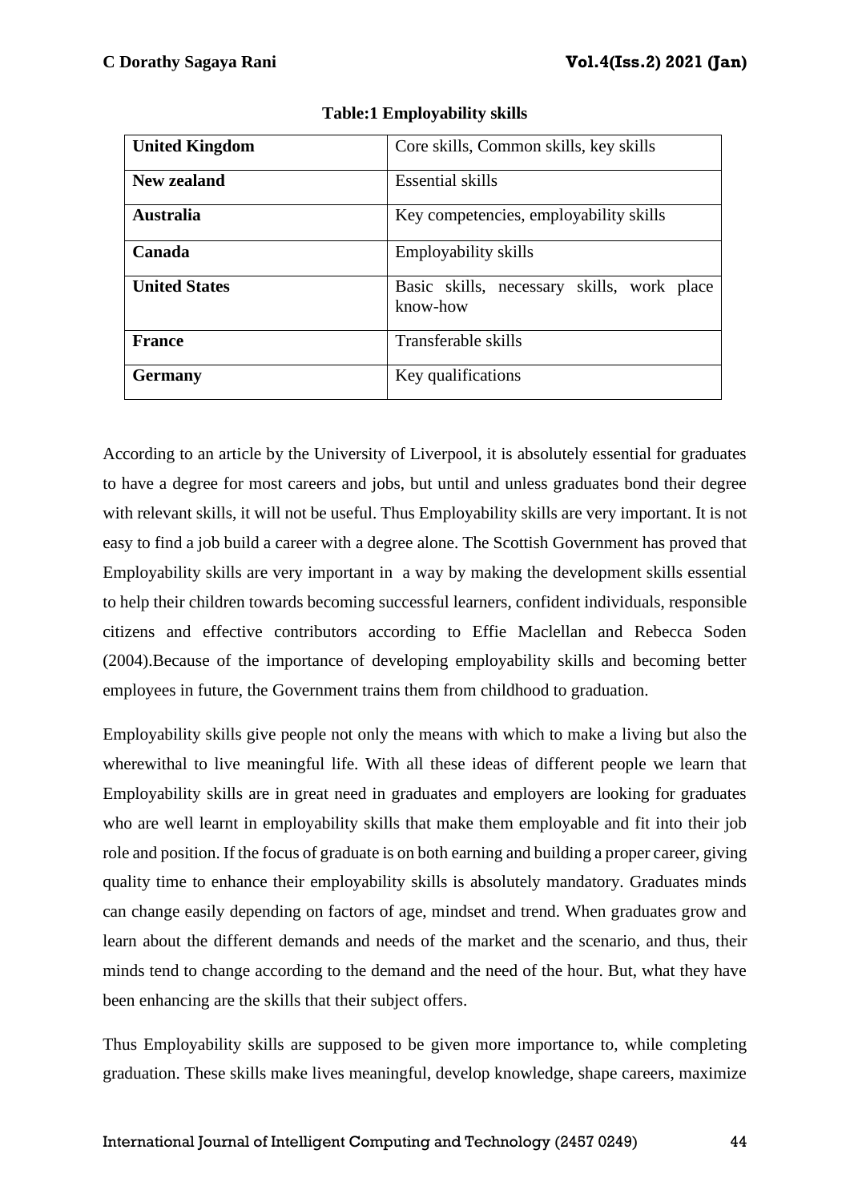**Table:1 Employability skills**

| | |
|---|---|
| **United Kingdom** | Core skills, Common skills, key skills |
| **New zealand** | Essential skills |
| **Australia** | Key competencies, employability skills |
| **Canada** | Employability skills |
| **United States** | Basic skills, necessary skills, work place know-how |
| **France** | Transferable skills |
| **Germany** | Key qualifications |

According to an article by the University of Liverpool, it is absolutely essential for graduates to have a degree for most careers and jobs, but until and unless graduates bond their degree with relevant skills, it will not be useful. Thus Employability skills are very important. It is not easy to find a job build a career with a degree alone. The Scottish Government has proved that Employability skills are very important in a way by making the development skills essential to help their children towards becoming successful learners, confident individuals, responsible citizens and effective contributors according to Effie Maclellan and Rebecca Soden (2004).Because of the importance of developing employability skills and becoming better employees in future, the Government trains them from childhood to graduation.

Employability skills give people not only the means with which to make a living but also the wherewithal to live meaningful life. With all these ideas of different people we learn that Employability skills are in great need in graduates and employers are looking for graduates who are well learnt in employability skills that make them employable and fit into their job role and position. If the focus of graduate is on both earning and building a proper career, giving quality time to enhance their employability skills is absolutely mandatory. Graduates minds can change easily depending on factors of age, mindset and trend. When graduates grow and learn about the different demands and needs of the market and the scenario, and thus, their minds tend to change according to the demand and the need of the hour. But, what they have been enhancing are the skills that their subject offers.

Thus Employability skills are supposed to be given more importance to, while completing graduation. These skills make lives meaningful, develop knowledge, shape careers, maximize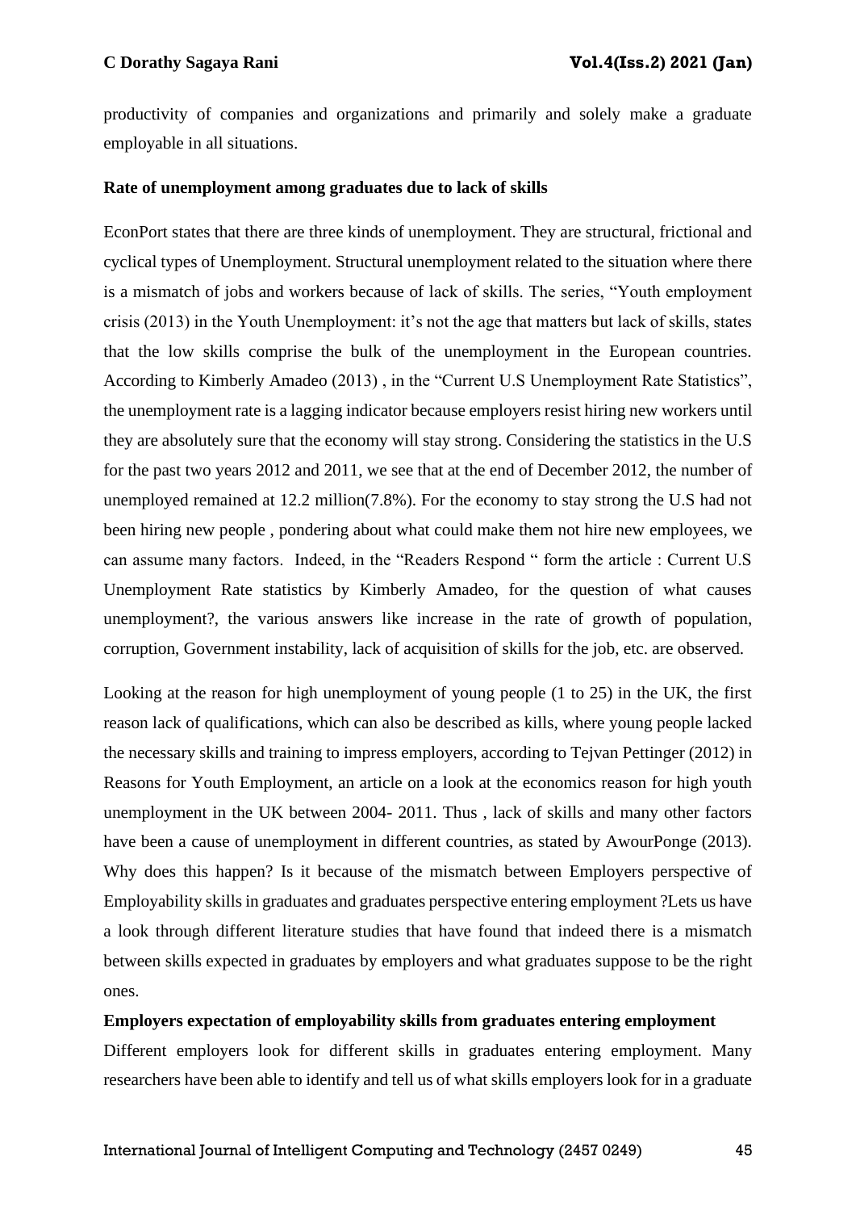productivity of companies and organizations and primarily and solely make a graduate employable in all situations.

**Rate of unemployment among graduates due to lack of skills**

EconPort states that there are three kinds of unemployment. They are structural, frictional and cyclical types of Unemployment. Structural unemployment related to the situation where there is a mismatch of jobs and workers because of lack of skills. The series, "Youth employment crisis (2013) in the Youth Unemployment: it's not the age that matters but lack of skills, states that the low skills comprise the bulk of the unemployment in the European countries. According to Kimberly Amadeo (2013) , in the "Current U.S Unemployment Rate Statistics", the unemployment rate is a lagging indicator because employers resist hiring new workers until they are absolutely sure that the economy will stay strong. Considering the statistics in the U.S for the past two years 2012 and 2011, we see that at the end of December 2012, the number of unemployed remained at 12.2 million(7.8%). For the economy to stay strong the U.S had not been hiring new people , pondering about what could make them not hire new employees, we can assume many factors. Indeed, in the "Readers Respond " form the article : Current U.S Unemployment Rate statistics by Kimberly Amadeo, for the question of what causes unemployment?, the various answers like increase in the rate of growth of population, corruption, Government instability, lack of acquisition of skills for the job, etc. are observed.

Looking at the reason for high unemployment of young people (1 to 25) in the UK, the first reason lack of qualifications, which can also be described as kills, where young people lacked the necessary skills and training to impress employers, according to Tejvan Pettinger (2012) in Reasons for Youth Employment, an article on a look at the economics reason for high youth unemployment in the UK between 2004- 2011. Thus , lack of skills and many other factors have been a cause of unemployment in different countries, as stated by AwourPonge (2013). Why does this happen? Is it because of the mismatch between Employers perspective of Employability skills in graduates and graduates perspective entering employment ?Lets us have a look through different literature studies that have found that indeed there is a mismatch between skills expected in graduates by employers and what graduates suppose to be the right ones.

**Employers expectation of employability skills from graduates entering employment**

Different employers look for different skills in graduates entering employment. Many researchers have been able to identify and tell us of what skills employers look for in a graduate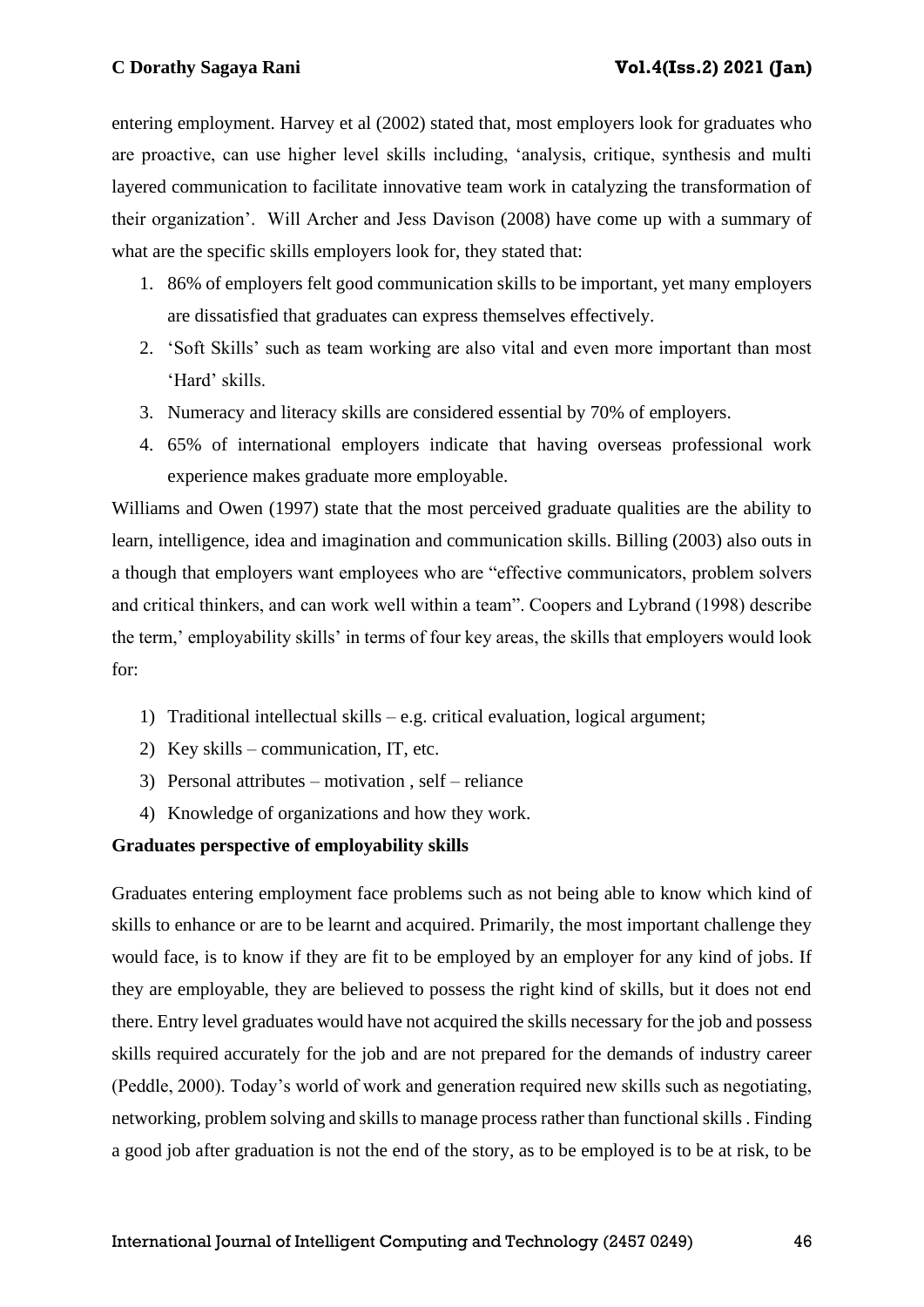entering employment. Harvey et al (2002) stated that, most employers look for graduates who are proactive, can use higher level skills including, 'analysis, critique, synthesis and multi layered communication to facilitate innovative team work in catalyzing the transformation of their organization'. Will Archer and Jess Davison (2008) have come up with a summary of what are the specific skills employers look for, they stated that:

1. 86% of employers felt good communication skills to be important, yet many employers are dissatisfied that graduates can express themselves effectively.
2. 'Soft Skills' such as team working are also vital and even more important than most 'Hard' skills.
3. Numeracy and literacy skills are considered essential by 70% of employers.
4. 65% of international employers indicate that having overseas professional work experience makes graduate more employable.

Williams and Owen (1997) state that the most perceived graduate qualities are the ability to learn, intelligence, idea and imagination and communication skills. Billing (2003) also outs in a though that employers want employees who are "effective communicators, problem solvers and critical thinkers, and can work well within a team". Coopers and Lybrand (1998) describe the term,' employability skills' in terms of four key areas, the skills that employers would look for:

1) Traditional intellectual skills – e.g. critical evaluation, logical argument;
2) Key skills – communication, IT, etc.
3) Personal attributes – motivation , self – reliance
4) Knowledge of organizations and how they work.

**Graduates perspective of employability skills**

Graduates entering employment face problems such as not being able to know which kind of skills to enhance or are to be learnt and acquired. Primarily, the most important challenge they would face, is to know if they are fit to be employed by an employer for any kind of jobs. If they are employable, they are believed to possess the right kind of skills, but it does not end there. Entry level graduates would have not acquired the skills necessary for the job and possess skills required accurately for the job and are not prepared for the demands of industry career (Peddle, 2000). Today's world of work and generation required new skills such as negotiating, networking, problem solving and skills to manage process rather than functional skills . Finding a good job after graduation is not the end of the story, as to be employed is to be at risk, to be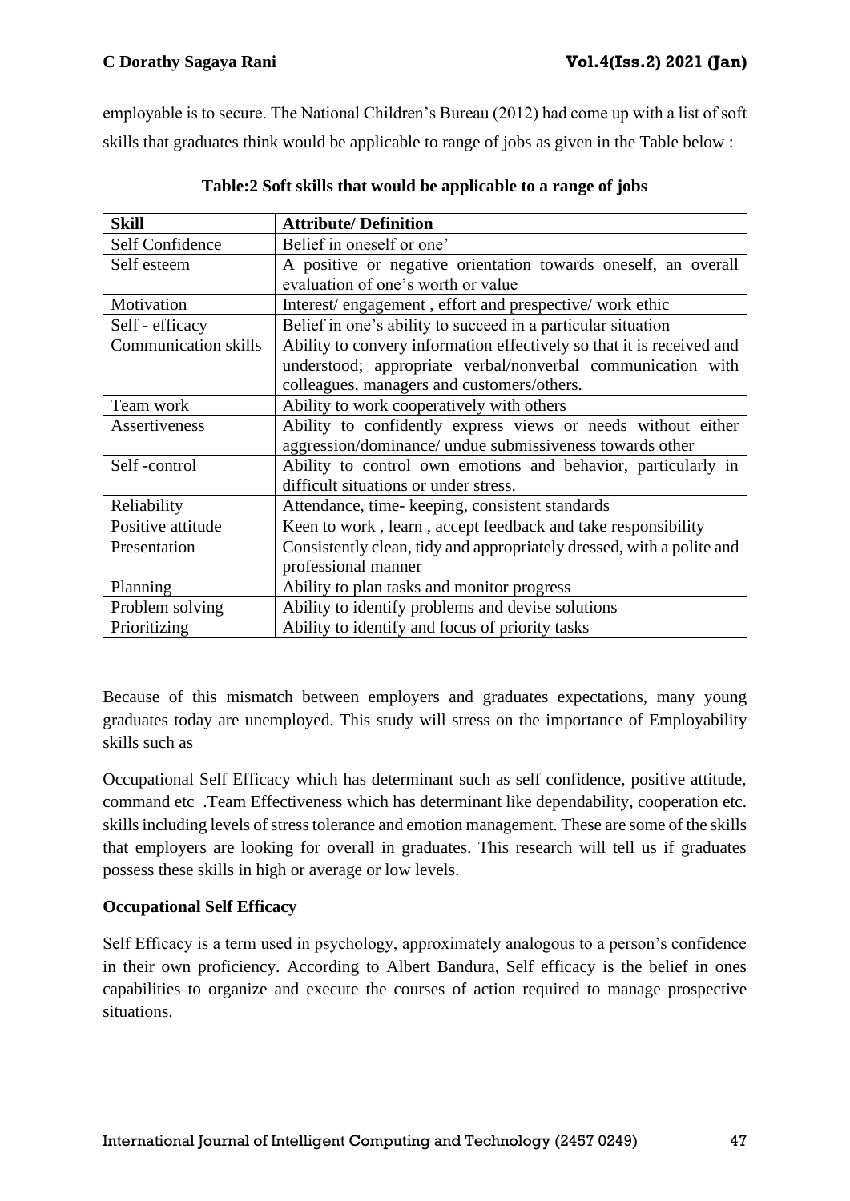employable is to secure. The National Children's Bureau (2012) had come up with a list of soft skills that graduates think would be applicable to range of jobs as given in the Table below :

**Table:2 Soft skills that would be applicable to a range of jobs**

| Skill | Attribute/ Definition |
|---|---|
| Self Confidence | Belief in oneself or one' |
| Self esteem | A positive or negative orientation towards oneself, an overall evaluation of one's worth or value |
| Motivation | Interest/ engagement , effort and prespective/ work ethic |
| Self - efficacy | Belief in one's ability to succeed in a particular situation |
| Communication skills | Ability to convery information effectively so that it is received and understood; appropriate verbal/nonverbal communication with colleagues, managers and customers/others. |
| Team work | Ability to work cooperatively with others |
| Assertiveness | Ability to confidently express views or needs without either aggression/dominance/ undue submissiveness towards other |
| Self -control | Ability to control own emotions and behavior, particularly in difficult situations or under stress. |
| Reliability | Attendance, time- keeping, consistent standards |
| Positive attitude | Keen to work , learn , accept feedback and take responsibility |
| Presentation | Consistently clean, tidy and appropriately dressed, with a polite and professional manner |
| Planning | Ability to plan tasks and monitor progress |
| Problem solving | Ability to identify problems and devise solutions |
| Prioritizing | Ability to identify and focus of priority tasks |

Because of this mismatch between employers and graduates expectations, many young graduates today are unemployed. This study will stress on the importance of Employability skills such as

Occupational Self Efficacy which has determinant such as self confidence, positive attitude, command etc .Team Effectiveness which has determinant like dependability, cooperation etc. skills including levels of stress tolerance and emotion management. These are some of the skills that employers are looking for overall in graduates. This research will tell us if graduates possess these skills in high or average or low levels.

**Occupational Self Efficacy**

Self Efficacy is a term used in psychology, approximately analogous to a person's confidence in their own proficiency. According to Albert Bandura, Self efficacy is the belief in ones capabilities to organize and execute the courses of action required to manage prospective situations.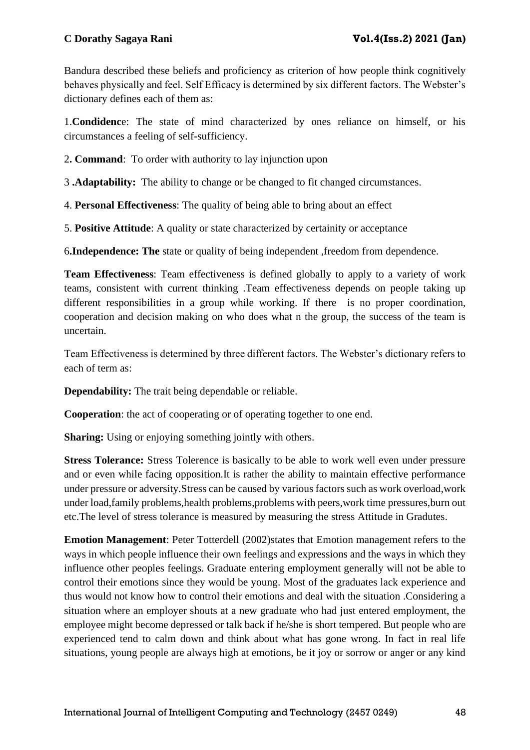Bandura described these beliefs and proficiency as criterion of how people think cognitively behaves physically and feel. Self Efficacy is determined by six different factors. The Webster's dictionary defines each of them as:

1.**Condidenc**e: The state of mind characterized by ones reliance on himself, or his circumstances a feeling of self-sufficiency.

2**. Command**: To order with authority to lay injunction upon

3 **.Adaptability:** The ability to change or be changed to fit changed circumstances.

4. **Personal Effectiveness**: The quality of being able to bring about an effect

5. **Positive Attitude**: A quality or state characterized by certainity or acceptance

6**.Independence: The** state or quality of being independent ,freedom from dependence.

**Team Effectiveness**: Team effectiveness is defined globally to apply to a variety of work teams, consistent with current thinking .Team effectiveness depends on people taking up different responsibilities in a group while working. If there is no proper coordination, cooperation and decision making on who does what n the group, the success of the team is uncertain.

Team Effectiveness is determined by three different factors. The Webster's dictionary refers to each of term as:

**Dependability:** The trait being dependable or reliable.

**Cooperation**: the act of cooperating or of operating together to one end.

**Sharing:** Using or enjoying something jointly with others.

**Stress Tolerance:** Stress Tolerence is basically to be able to work well even under pressure and or even while facing opposition.It is rather the ability to maintain effective performance under pressure or adversity.Stress can be caused by various factors such as work overload,work under load,family problems,health problems,problems with peers,work time pressures,burn out etc.The level of stress tolerance is measured by measuring the stress Attitude in Gradutes.

**Emotion Management**: Peter Totterdell (2002)states that Emotion management refers to the ways in which people influence their own feelings and expressions and the ways in which they influence other peoples feelings. Graduate entering employment generally will not be able to control their emotions since they would be young. Most of the graduates lack experience and thus would not know how to control their emotions and deal with the situation .Considering a situation where an employer shouts at a new graduate who had just entered employment, the employee might become depressed or talk back if he/she is short tempered. But people who are experienced tend to calm down and think about what has gone wrong. In fact in real life situations, young people are always high at emotions, be it joy or sorrow or anger or any kind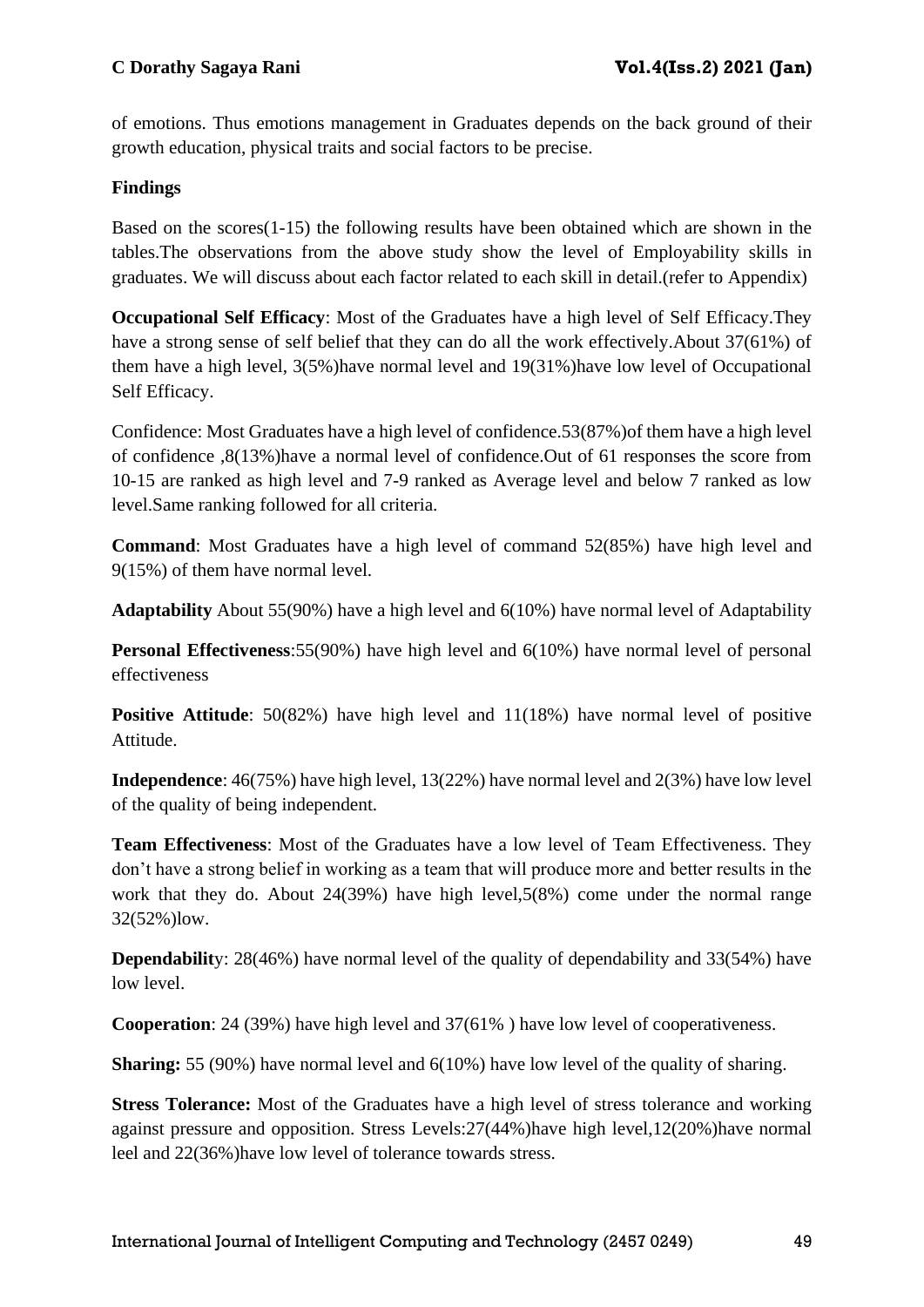of emotions. Thus emotions management in Graduates depends on the back ground of their growth education, physical traits and social factors to be precise.

**Findings**

Based on the scores(1-15) the following results have been obtained which are shown in the tables.The observations from the above study show the level of Employability skills in graduates. We will discuss about each factor related to each skill in detail.(refer to Appendix)

**Occupational Self Efficacy**: Most of the Graduates have a high level of Self Efficacy.They have a strong sense of self belief that they can do all the work effectively.About 37(61%) of them have a high level, 3(5%)have normal level and 19(31%)have low level of Occupational Self Efficacy.

Confidence: Most Graduates have a high level of confidence.53(87%)of them have a high level of confidence ,8(13%)have a normal level of confidence.Out of 61 responses the score from 10-15 are ranked as high level and 7-9 ranked as Average level and below 7 ranked as low level.Same ranking followed for all criteria.

**Command**: Most Graduates have a high level of command 52(85%) have high level and 9(15%) of them have normal level.

**Adaptability** About 55(90%) have a high level and 6(10%) have normal level of Adaptability

**Personal Effectiveness**:55(90%) have high level and 6(10%) have normal level of personal effectiveness

**Positive Attitude**: 50(82%) have high level and 11(18%) have normal level of positive Attitude.

**Independence**: 46(75%) have high level, 13(22%) have normal level and 2(3%) have low level of the quality of being independent.

**Team Effectiveness**: Most of the Graduates have a low level of Team Effectiveness. They don't have a strong belief in working as a team that will produce more and better results in the work that they do. About 24(39%) have high level,5(8%) come under the normal range 32(52%)low.

**Dependability**: 28(46%) have normal level of the quality of dependability and 33(54%) have low level.

**Cooperation**: 24 (39%) have high level and 37(61% ) have low level of cooperativeness.

**Sharing:** 55 (90%) have normal level and 6(10%) have low level of the quality of sharing.

**Stress Tolerance:** Most of the Graduates have a high level of stress tolerance and working against pressure and opposition. Stress Levels:27(44%)have high level,12(20%)have normal leel and 22(36%)have low level of tolerance towards stress.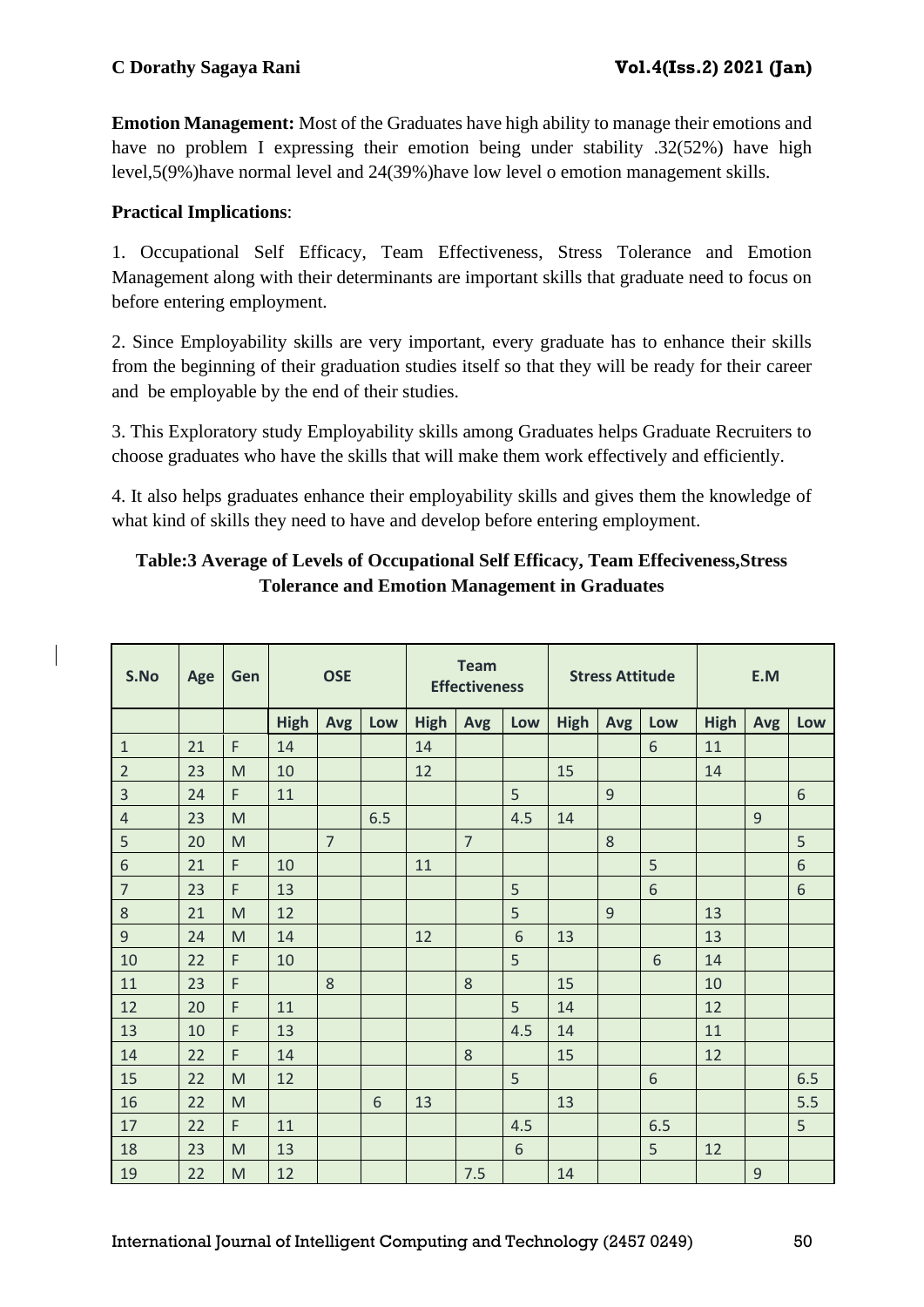**Emotion Management:** Most of the Graduates have high ability to manage their emotions and have no problem I expressing their emotion being under stability .32(52%) have high level,5(9%)have normal level and 24(39%)have low level o emotion management skills.

**Practical Implications**:

1. Occupational Self Efficacy, Team Effectiveness, Stress Tolerance and Emotion Management along with their determinants are important skills that graduate need to focus on before entering employment.

2. Since Employability skills are very important, every graduate has to enhance their skills from the beginning of their graduation studies itself so that they will be ready for their career and be employable by the end of their studies.

3. This Exploratory study Employability skills among Graduates helps Graduate Recruiters to choose graduates who have the skills that will make them work effectively and efficiently.

4. It also helps graduates enhance their employability skills and gives them the knowledge of what kind of skills they need to have and develop before entering employment.

**Table:3 Average of Levels of Occupational Self Efficacy, Team Effeciveness,Stress Tolerance and Emotion Management in Graduates**

| S.No | Age | Gen | OSE | | | Team Effectiveness | | | Stress Attitude | | | E.M | | |
|---|---|---|---|---|---|---|---|---|---|---|---|---|---|---|
| | | | High | Avg | Low | High | Avg | Low | High | Avg | Low | High | Avg | Low |
| 1 | 21 | F | 14 | | | 14 | | | | | 6 | 11 | | |
| 2 | 23 | M | 10 | | | 12 | | | 15 | | | 14 | | |
| 3 | 24 | F | 11 | | | | | 5 | | 9 | | | | 6 |
| 4 | 23 | M | | | 6.5 | | | 4.5 | 14 | | | | 9 | |
| 5 | 20 | M | | 7 | | | 7 | | | 8 | | | | 5 |
| 6 | 21 | F | 10 | | | 11 | | | | | 5 | | | 6 |
| 7 | 23 | F | 13 | | | | | 5 | | | 6 | | | 6 |
| 8 | 21 | M | 12 | | | | | 5 | | 9 | | 13 | | |
| 9 | 24 | M | 14 | | | 12 | | 6 | 13 | | | 13 | | |
| 10 | 22 | F | 10 | | | | | 5 | | | 6 | 14 | | |
| 11 | 23 | F | | 8 | | | 8 | | 15 | | | 10 | | |
| 12 | 20 | F | 11 | | | | | 5 | 14 | | | 12 | | |
| 13 | 10 | F | 13 | | | | | 4.5 | 14 | | | 11 | | |
| 14 | 22 | F | 14 | | | | 8 | | 15 | | | 12 | | |
| 15 | 22 | M | 12 | | | | | 5 | | | 6 | | | 6.5 |
| 16 | 22 | M | | | 6 | 13 | | | 13 | | | | | 5.5 |
| 17 | 22 | F | 11 | | | | | 4.5 | | | 6.5 | | | 5 |
| 18 | 23 | M | 13 | | | | | 6 | | | 5 | 12 | | |
| 19 | 22 | M | 12 | | | | 7.5 | | 14 | | | | 9 | |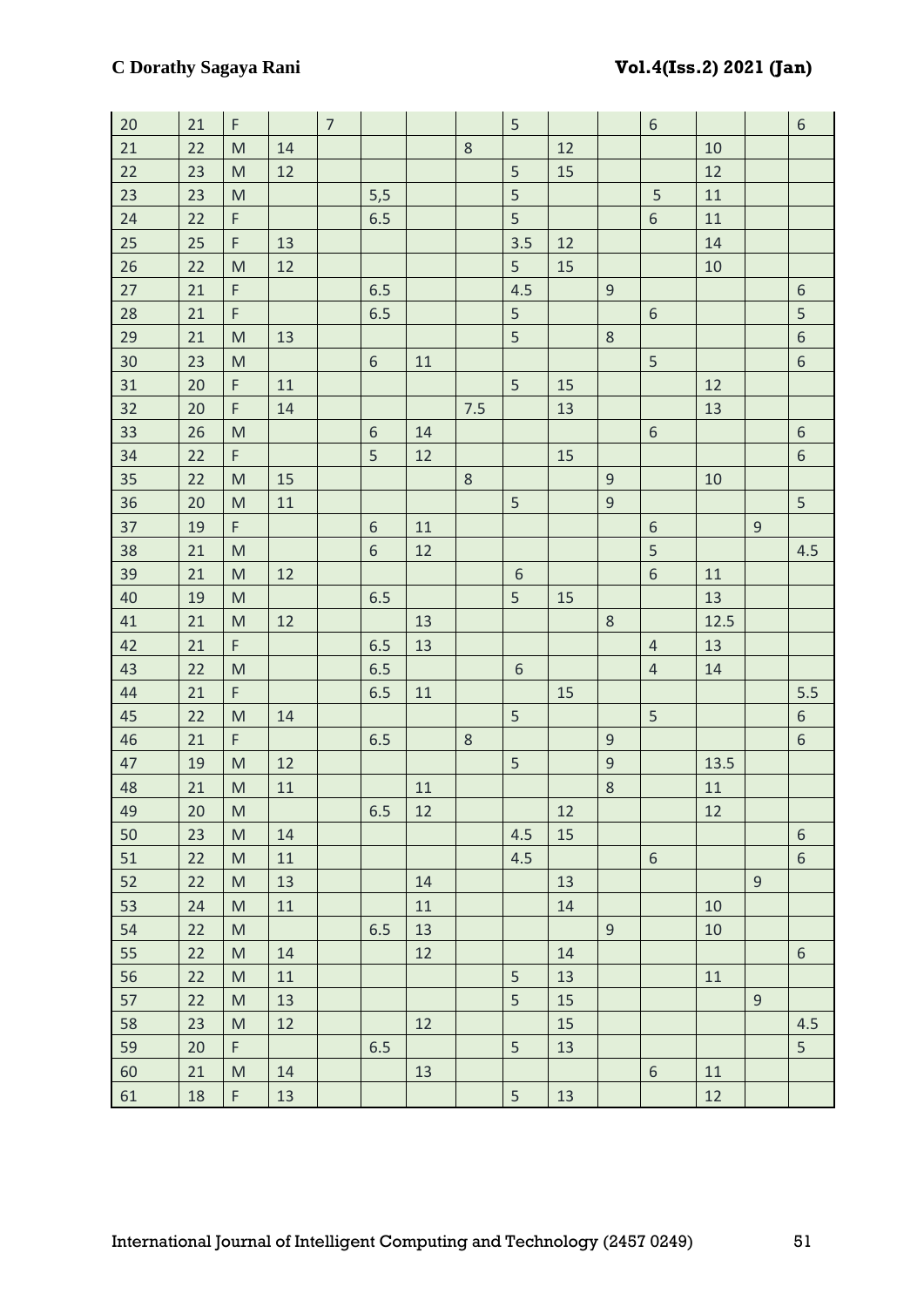| | | | | | | | | | | | | | | |
|---|---|---|---|---|---|---|---|---|---|---|---|---|---|---|
| 20 | 21 | F | | 7 | | | | 5 | | | 6 | | | 6 |
| 21 | 22 | M | 14 | | | | 8 | | 12 | | | 10 | | |
| 22 | 23 | M | 12 | | | | | 5 | 15 | | | 12 | | |
| 23 | 23 | M | | | 5,5 | | | 5 | | | 5 | 11 | | |
| 24 | 22 | F | | | 6.5 | | | 5 | | | 6 | 11 | | |
| 25 | 25 | F | 13 | | | | | 3.5 | 12 | | | 14 | | |
| 26 | 22 | M | 12 | | | | | 5 | 15 | | | 10 | | |
| 27 | 21 | F | | | 6.5 | | | 4.5 | | 9 | | | | 6 |
| 28 | 21 | F | | | 6.5 | | | 5 | | | 6 | | | 5 |
| 29 | 21 | M | 13 | | | | | 5 | | 8 | | | | 6 |
| 30 | 23 | M | | | 6 | 11 | | | | | 5 | | | 6 |
| 31 | 20 | F | 11 | | | | | 5 | 15 | | | 12 | | |
| 32 | 20 | F | 14 | | | | 7.5 | | 13 | | | 13 | | |
| 33 | 26 | M | | | 6 | 14 | | | | | 6 | | | 6 |
| 34 | 22 | F | | | 5 | 12 | | | 15 | | | | | 6 |
| 35 | 22 | M | 15 | | | | 8 | | | 9 | | 10 | | |
| 36 | 20 | M | 11 | | | | | 5 | | 9 | | | | 5 |
| 37 | 19 | F | | | 6 | 11 | | | | | 6 | | 9 | |
| 38 | 21 | M | | | 6 | 12 | | | | | 5 | | | 4.5 |
| 39 | 21 | M | 12 | | | | | 6 | | | 6 | 11 | | |
| 40 | 19 | M | | | 6.5 | | | 5 | 15 | | | 13 | | |
| 41 | 21 | M | 12 | | | 13 | | | | 8 | | 12.5 | | |
| 42 | 21 | F | | | 6.5 | 13 | | | | | 4 | 13 | | |
| 43 | 22 | M | | | 6.5 | | | 6 | | | 4 | 14 | | |
| 44 | 21 | F | | | 6.5 | 11 | | | 15 | | | | | 5.5 |
| 45 | 22 | M | 14 | | | | | 5 | | | 5 | | | 6 |
| 46 | 21 | F | | | 6.5 | | 8 | | | 9 | | | | 6 |
| 47 | 19 | M | 12 | | | | | 5 | | 9 | | 13.5 | | |
| 48 | 21 | M | 11 | | | 11 | | | | 8 | | 11 | | |
| 49 | 20 | M | | | 6.5 | 12 | | | 12 | | | 12 | | |
| 50 | 23 | M | 14 | | | | | 4.5 | 15 | | | | | 6 |
| 51 | 22 | M | 11 | | | | | 4.5 | | | 6 | | | 6 |
| 52 | 22 | M | 13 | | | 14 | | | 13 | | | | 9 | |
| 53 | 24 | M | 11 | | | 11 | | | 14 | | | 10 | | |
| 54 | 22 | M | | | 6.5 | 13 | | | | 9 | | 10 | | |
| 55 | 22 | M | 14 | | | 12 | | | 14 | | | | | 6 |
| 56 | 22 | M | 11 | | | | | 5 | 13 | | | 11 | | |
| 57 | 22 | M | 13 | | | | | 5 | 15 | | | | 9 | |
| 58 | 23 | M | 12 | | | 12 | | | 15 | | | | | 4.5 |
| 59 | 20 | F | | | 6.5 | | | 5 | 13 | | | | | 5 |
| 60 | 21 | M | 14 | | | 13 | | | | | 6 | 11 | | |
| 61 | 18 | F | 13 | | | | | 5 | 13 | | | 12 | | |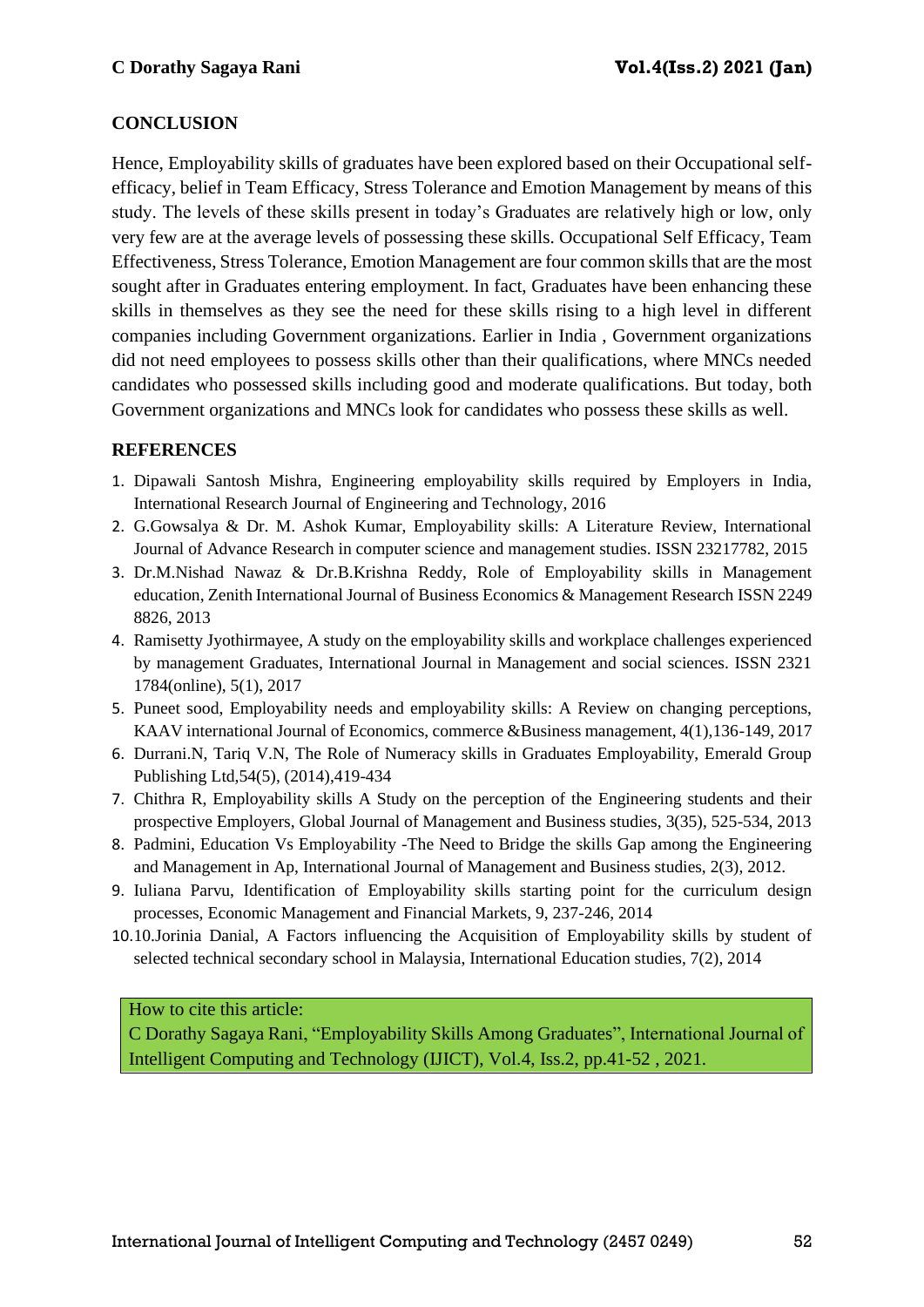## CONCLUSION

Hence, Employability skills of graduates have been explored based on their Occupational self-efficacy, belief in Team Efficacy, Stress Tolerance and Emotion Management by means of this study. The levels of these skills present in today's Graduates are relatively high or low, only very few are at the average levels of possessing these skills. Occupational Self Efficacy, Team Effectiveness, Stress Tolerance, Emotion Management are four common skills that are the most sought after in Graduates entering employment. In fact, Graduates have been enhancing these skills in themselves as they see the need for these skills rising to a high level in different companies including Government organizations. Earlier in India , Government organizations did not need employees to possess skills other than their qualifications, where MNCs needed candidates who possessed skills including good and moderate qualifications. But today, both Government organizations and MNCs look for candidates who possess these skills as well.

## REFERENCES

1. Dipawali Santosh Mishra, Engineering employability skills required by Employers in India, International Research Journal of Engineering and Technology, 2016
2. G.Gowsalya & Dr. M. Ashok Kumar, Employability skills: A Literature Review, International Journal of Advance Research in computer science and management studies. ISSN 23217782, 2015
3. Dr.M.Nishad Nawaz & Dr.B.Krishna Reddy, Role of Employability skills in Management education, Zenith International Journal of Business Economics & Management Research ISSN 2249 8826, 2013
4. Ramisetty Jyothirmayee, A study on the employability skills and workplace challenges experienced by management Graduates, International Journal in Management and social sciences. ISSN 2321 1784(online), 5(1), 2017
5. Puneet sood, Employability needs and employability skills: A Review on changing perceptions, KAAV international Journal of Economics, commerce &Business management, 4(1),136-149, 2017
6. Durrani.N, Tariq V.N, The Role of Numeracy skills in Graduates Employability, Emerald Group Publishing Ltd,54(5), (2014),419-434
7. Chithra R, Employability skills A Study on the perception of the Engineering students and their prospective Employers, Global Journal of Management and Business studies, 3(35), 525-534, 2013
8. Padmini, Education Vs Employability -The Need to Bridge the skills Gap among the Engineering and Management in Ap, International Journal of Management and Business studies, 2(3), 2012.
9. Iuliana Parvu, Identification of Employability skills starting point for the curriculum design processes, Economic Management and Financial Markets, 9, 237-246, 2014
10. 10.Jorinia Danial, A Factors influencing the Acquisition of Employability skills by student of selected technical secondary school in Malaysia, International Education studies, 7(2), 2014

How to cite this article:
C Dorathy Sagaya Rani, "Employability Skills Among Graduates", International Journal of Intelligent Computing and Technology (IJICT), Vol.4, Iss.2, pp.41-52 , 2021.